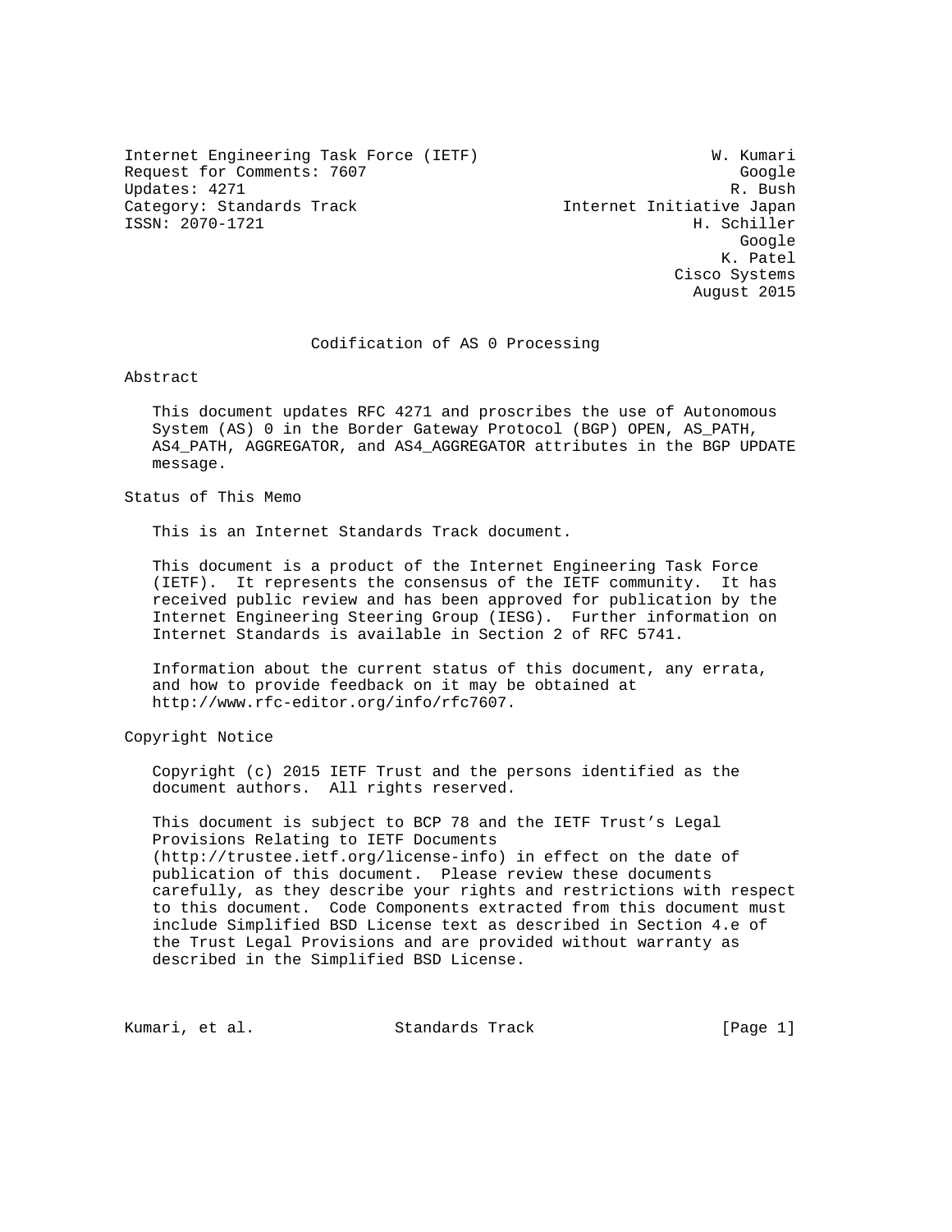Internet Engineering Task Force (IETF) W. Kumari
Request for Comments: 7607 Google
Updates: 4271 R. Bush
Category: Standards Track Internet Initiative Japan
ISSN: 2070-1721 H. Schiller
Google
K. Patel
Cisco Systems
August 2015

# Codification of AS 0 Processing

## Abstract

This document updates RFC 4271 and proscribes the use of Autonomous System (AS) 0 in the Border Gateway Protocol (BGP) OPEN, AS_PATH, AS4_PATH, AGGREGATOR, and AS4_AGGREGATOR attributes in the BGP UPDATE message.

## Status of This Memo

This is an Internet Standards Track document.

This document is a product of the Internet Engineering Task Force (IETF). It represents the consensus of the IETF community. It has received public review and has been approved for publication by the Internet Engineering Steering Group (IESG). Further information on Internet Standards is available in Section 2 of RFC 5741.

Information about the current status of this document, any errata, and how to provide feedback on it may be obtained at http://www.rfc-editor.org/info/rfc7607.

## Copyright Notice

Copyright (c) 2015 IETF Trust and the persons identified as the document authors. All rights reserved.

This document is subject to BCP 78 and the IETF Trust's Legal Provisions Relating to IETF Documents (http://trustee.ietf.org/license-info) in effect on the date of publication of this document. Please review these documents carefully, as they describe your rights and restrictions with respect to this document. Code Components extracted from this document must include Simplified BSD License text as described in Section 4.e of the Trust Legal Provisions and are provided without warranty as described in the Simplified BSD License.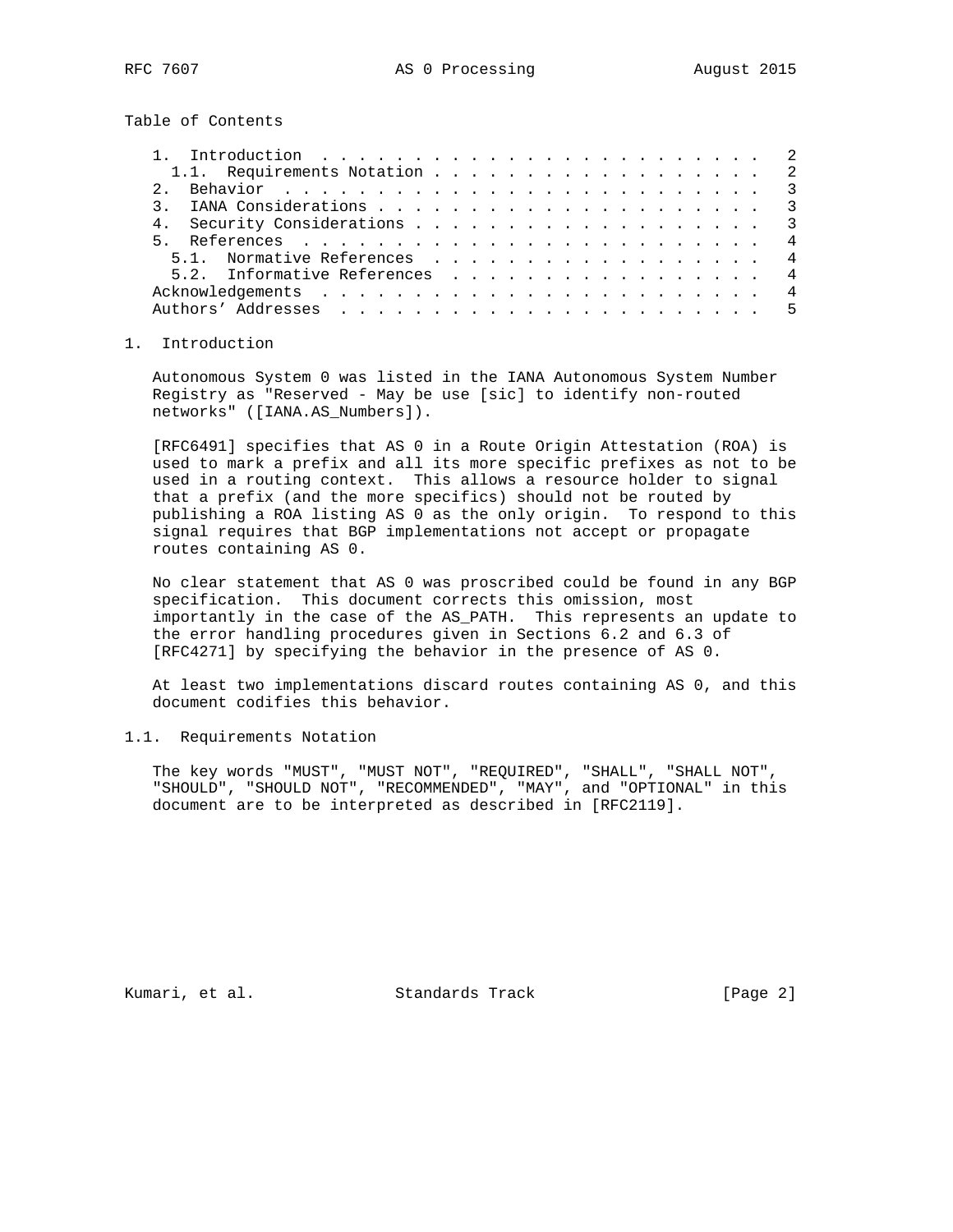Table of Contents

| | |
|---|---|
| 1. Introduction | 2 |
| 1.1. Requirements Notation | 2 |
| 2. Behavior | 3 |
| 3. IANA Considerations | 3 |
| 4. Security Considerations | 3 |
| 5. References | 4 |
| 5.1. Normative References | 4 |
| 5.2. Informative References | 4 |
| Acknowledgements | 4 |
| Authors' Addresses | 5 |

## 1. Introduction

Autonomous System 0 was listed in the IANA Autonomous System Number Registry as "Reserved - May be use [sic] to identify non-routed networks" ([IANA.AS_Numbers]).

[RFC6491] specifies that AS 0 in a Route Origin Attestation (ROA) is used to mark a prefix and all its more specific prefixes as not to be used in a routing context. This allows a resource holder to signal that a prefix (and the more specifics) should not be routed by publishing a ROA listing AS 0 as the only origin. To respond to this signal requires that BGP implementations not accept or propagate routes containing AS 0.

No clear statement that AS 0 was proscribed could be found in any BGP specification. This document corrects this omission, most importantly in the case of the AS_PATH. This represents an update to the error handling procedures given in Sections 6.2 and 6.3 of [RFC4271] by specifying the behavior in the presence of AS 0.

At least two implementations discard routes containing AS 0, and this document codifies this behavior.

### 1.1. Requirements Notation

The key words "MUST", "MUST NOT", "REQUIRED", "SHALL", "SHALL NOT", "SHOULD", "SHOULD NOT", "RECOMMENDED", "MAY", and "OPTIONAL" in this document are to be interpreted as described in [RFC2119].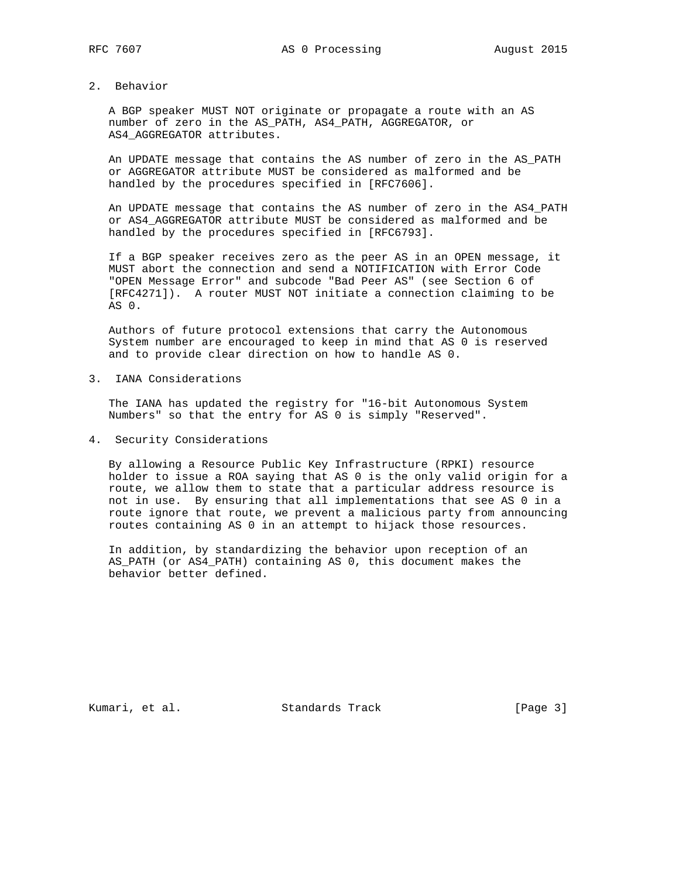## 2. Behavior

A BGP speaker MUST NOT originate or propagate a route with an AS number of zero in the AS_PATH, AS4_PATH, AGGREGATOR, or AS4_AGGREGATOR attributes.

An UPDATE message that contains the AS number of zero in the AS_PATH or AGGREGATOR attribute MUST be considered as malformed and be handled by the procedures specified in [RFC7606].

An UPDATE message that contains the AS number of zero in the AS4_PATH or AS4_AGGREGATOR attribute MUST be considered as malformed and be handled by the procedures specified in [RFC6793].

If a BGP speaker receives zero as the peer AS in an OPEN message, it MUST abort the connection and send a NOTIFICATION with Error Code "OPEN Message Error" and subcode "Bad Peer AS" (see Section 6 of [RFC4271]). A router MUST NOT initiate a connection claiming to be AS 0.

Authors of future protocol extensions that carry the Autonomous System number are encouraged to keep in mind that AS 0 is reserved and to provide clear direction on how to handle AS 0.

## 3. IANA Considerations

The IANA has updated the registry for "16-bit Autonomous System Numbers" so that the entry for AS 0 is simply "Reserved".

## 4. Security Considerations

By allowing a Resource Public Key Infrastructure (RPKI) resource holder to issue a ROA saying that AS 0 is the only valid origin for a route, we allow them to state that a particular address resource is not in use. By ensuring that all implementations that see AS 0 in a route ignore that route, we prevent a malicious party from announcing routes containing AS 0 in an attempt to hijack those resources.

In addition, by standardizing the behavior upon reception of an AS_PATH (or AS4_PATH) containing AS 0, this document makes the behavior better defined.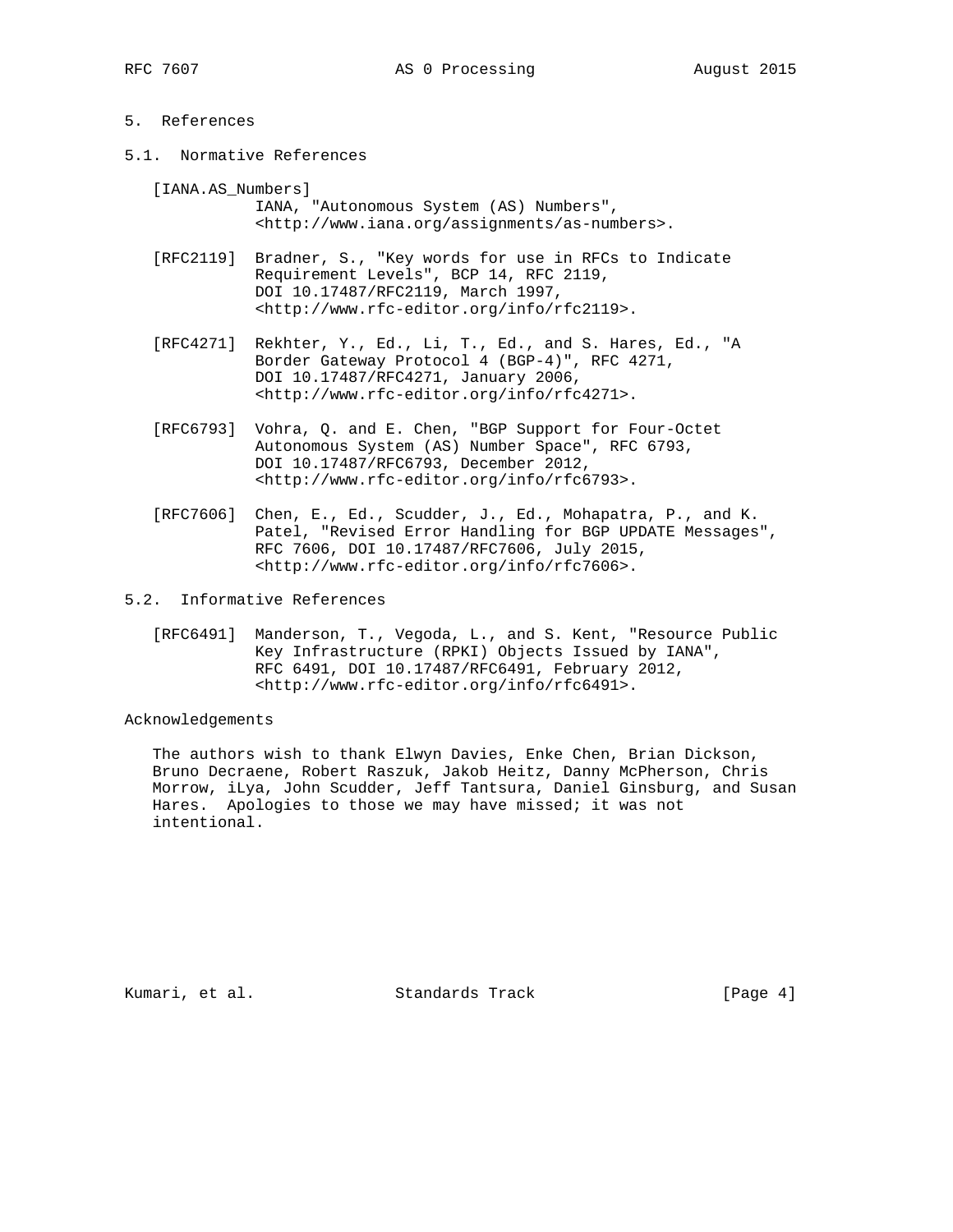## 5. References

### 5.1. Normative References

[IANA.AS_Numbers]
IANA, "Autonomous System (AS) Numbers", <http://www.iana.org/assignments/as-numbers>.

[RFC2119] Bradner, S., "Key words for use in RFCs to Indicate Requirement Levels", BCP 14, RFC 2119, DOI 10.17487/RFC2119, March 1997, <http://www.rfc-editor.org/info/rfc2119>.

[RFC4271] Rekhter, Y., Ed., Li, T., Ed., and S. Hares, Ed., "A Border Gateway Protocol 4 (BGP-4)", RFC 4271, DOI 10.17487/RFC4271, January 2006, <http://www.rfc-editor.org/info/rfc4271>.

[RFC6793] Vohra, Q. and E. Chen, "BGP Support for Four-Octet Autonomous System (AS) Number Space", RFC 6793, DOI 10.17487/RFC6793, December 2012, <http://www.rfc-editor.org/info/rfc6793>.

[RFC7606] Chen, E., Ed., Scudder, J., Ed., Mohapatra, P., and K. Patel, "Revised Error Handling for BGP UPDATE Messages", RFC 7606, DOI 10.17487/RFC7606, July 2015, <http://www.rfc-editor.org/info/rfc7606>.

### 5.2. Informative References

[RFC6491] Manderson, T., Vegoda, L., and S. Kent, "Resource Public Key Infrastructure (RPKI) Objects Issued by IANA", RFC 6491, DOI 10.17487/RFC6491, February 2012, <http://www.rfc-editor.org/info/rfc6491>.

## Acknowledgements

The authors wish to thank Elwyn Davies, Enke Chen, Brian Dickson, Bruno Decraene, Robert Raszuk, Jakob Heitz, Danny McPherson, Chris Morrow, iLya, John Scudder, Jeff Tantsura, Daniel Ginsburg, and Susan Hares. Apologies to those we may have missed; it was not intentional.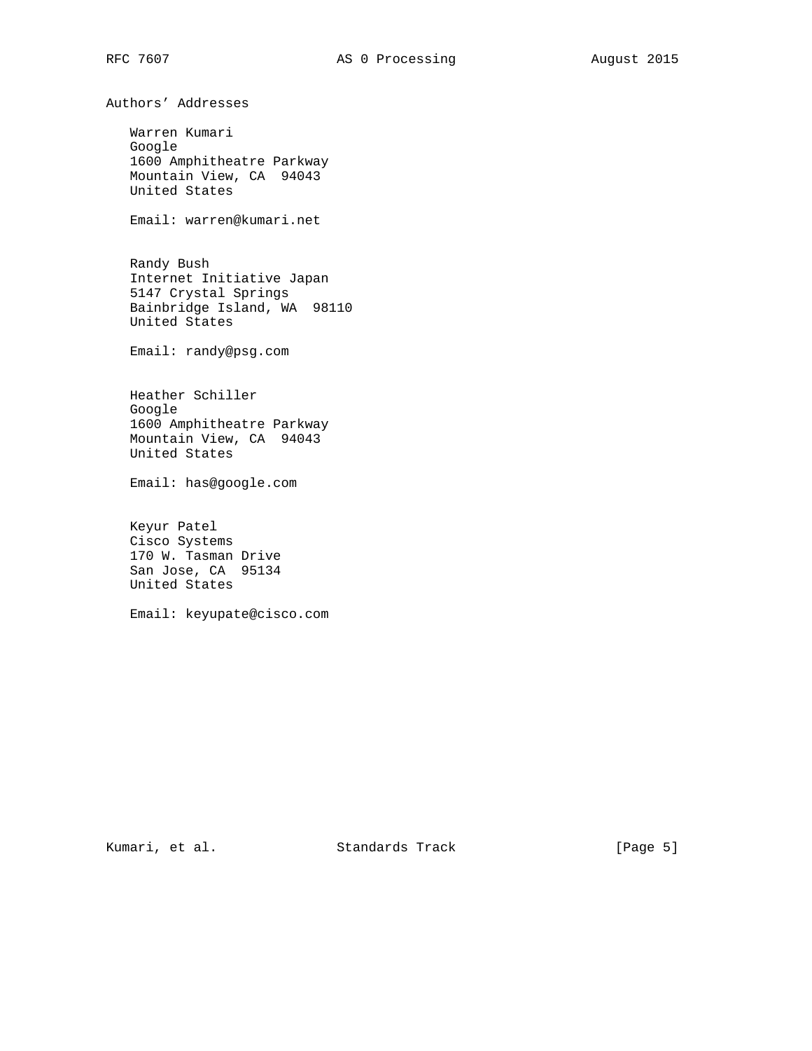## Authors' Addresses

Warren Kumari
Google
1600 Amphitheatre Parkway
Mountain View, CA  94043
United States

Email: warren@kumari.net

Randy Bush
Internet Initiative Japan
5147 Crystal Springs
Bainbridge Island, WA  98110
United States

Email: randy@psg.com

Heather Schiller
Google
1600 Amphitheatre Parkway
Mountain View, CA  94043
United States

Email: has@google.com

Keyur Patel
Cisco Systems
170 W. Tasman Drive
San Jose, CA  95134
United States

Email: keyupate@cisco.com